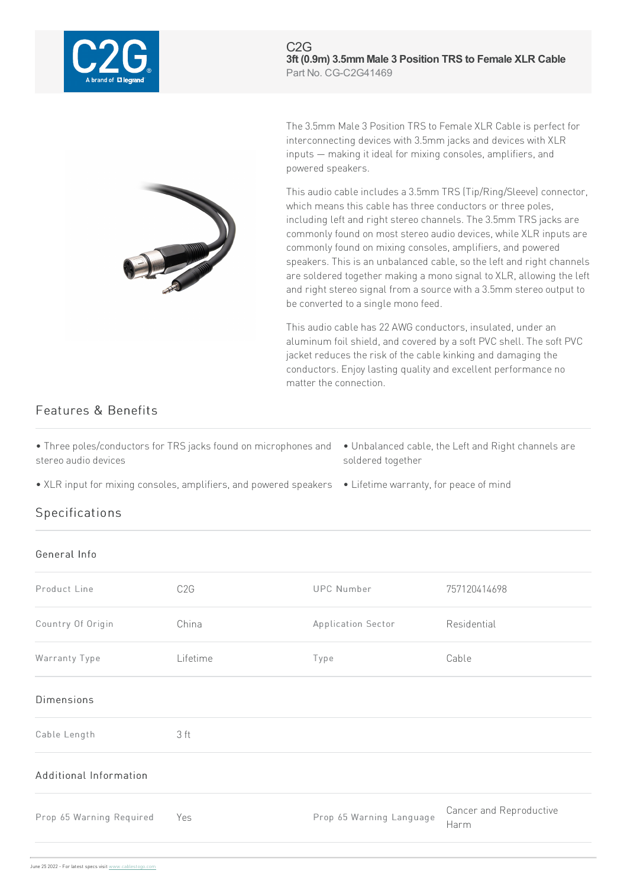C2G

# 3ft (0.9m) 3.5mm Male 3 Position TRS to Female XLR Cable

Part No. CG-C2G41469

The 3.5mm Male 3 Position TRS to Female XLR Cable is perfect for interconnecting devices with 3.5mm jacks and devices with XLR inputs — making it ideal for mixing consoles, amplifiers, and powered speakers.

This audio cable includes a 3.5mm TRS (Tip/Ring/Sleeve) connector, which means this cable has three conductors or three poles, including left and right stereo channels. The 3.5mm TRS jacks are commonly found on most stereo audio devices, while XLR inputs are commonly found on mixing consoles, amplifiers, and powered speakers. This is an unbalanced cable, so the left and right channels are soldered together making a mono signal to XLR, allowing the left and right stereo signal from a source with a 3.5mm stereo output to be converted to a single mono feed.

This audio cable has 22 AWG conductors, insulated, under an aluminum foil shield, and covered by a soft PVC shell. The soft PVC jacket reduces the risk of the cable kinking and damaging the conductors. Enjoy lasting quality and excellent performance no matter the connection.

## Features & Benefits

- Three poles/conductors for TRS jacks found on microphones and stereo audio devices
- Unbalanced cable, the Left and Right channels are soldered together
- XLR input for mixing consoles, amplifiers, and powered speakers
- Lifetime warranty, for peace of mind

## Specifications

### General Info

| | | | |
|---|---|---|---|
| Product Line | C2G | UPC Number | 757120414698 |
| Country Of Origin | China | Application Sector | Residential |
| Warranty Type | Lifetime | Type | Cable |

### Dimensions

| | |
|---|---|
| Cable Length | 3 ft |

### Additional Information

| | | | |
|---|---|---|---|
| Prop 65 Warning Required | Yes | Prop 65 Warning Language | Cancer and Reproductive Harm |

June 25 2022 - For latest specs visit www.cablestogo.com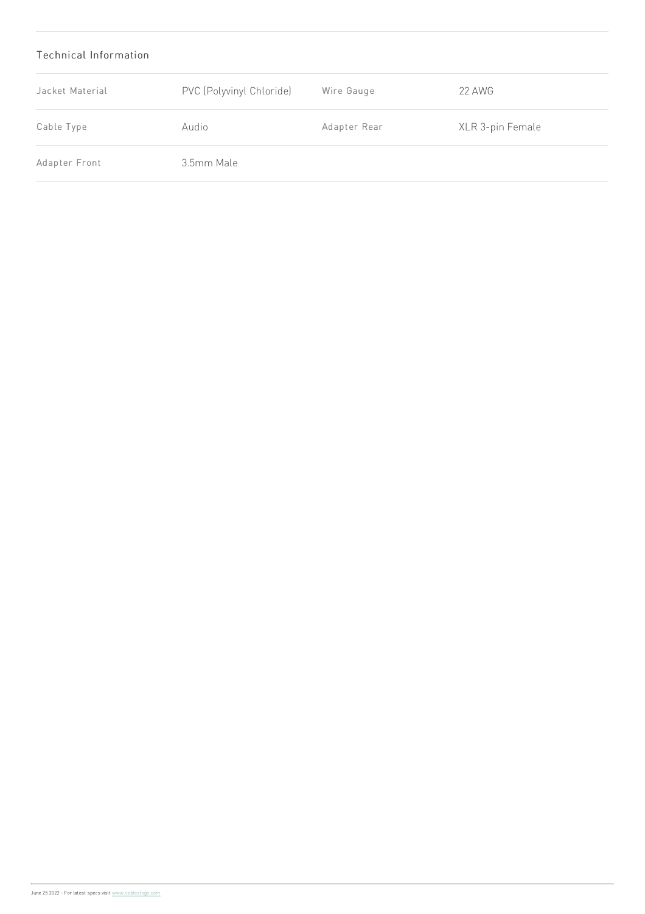## Technical Information

| | | | |
|---|---|---|---|
| Jacket Material | PVC (Polyvinyl Chloride) | Wire Gauge | 22 AWG |
| Cable Type | Audio | Adapter Rear | XLR 3-pin Female |
| Adapter Front | 3.5mm Male | | |